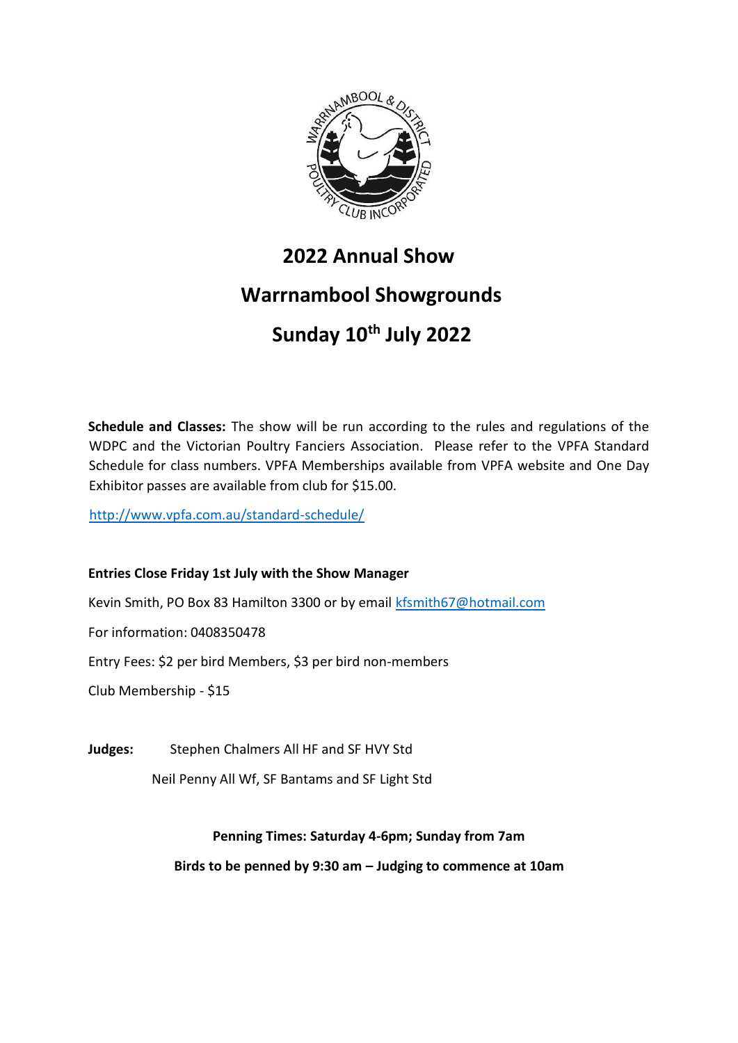# 2022 Annual Show

# Warrnambool Showgrounds

# Sunday 10th July 2022

**Schedule and Classes:** The show will be run according to the rules and regulations of the WDPC and the Victorian Poultry Fanciers Association. Please refer to the VPFA Standard Schedule for class numbers. VPFA Memberships available from VPFA website and One Day Exhibitor passes are available from club for $15.00.

http://www.vpfa.com.au/standard-schedule/

**Entries Close Friday 1st July with the Show Manager**

Kevin Smith, PO Box 83 Hamilton 3300 or by email kfsmith67@hotmail.com

For information: 0408350478

Entry Fees: $2 per bird Members, $3 per bird non-members

Club Membership - $15

**Judges:** Stephen Chalmers All HF and SF HVY Std

Neil Penny All Wf, SF Bantams and SF Light Std

**Penning Times: Saturday 4-6pm; Sunday from 7am**

**Birds to be penned by 9:30 am – Judging to commence at 10am**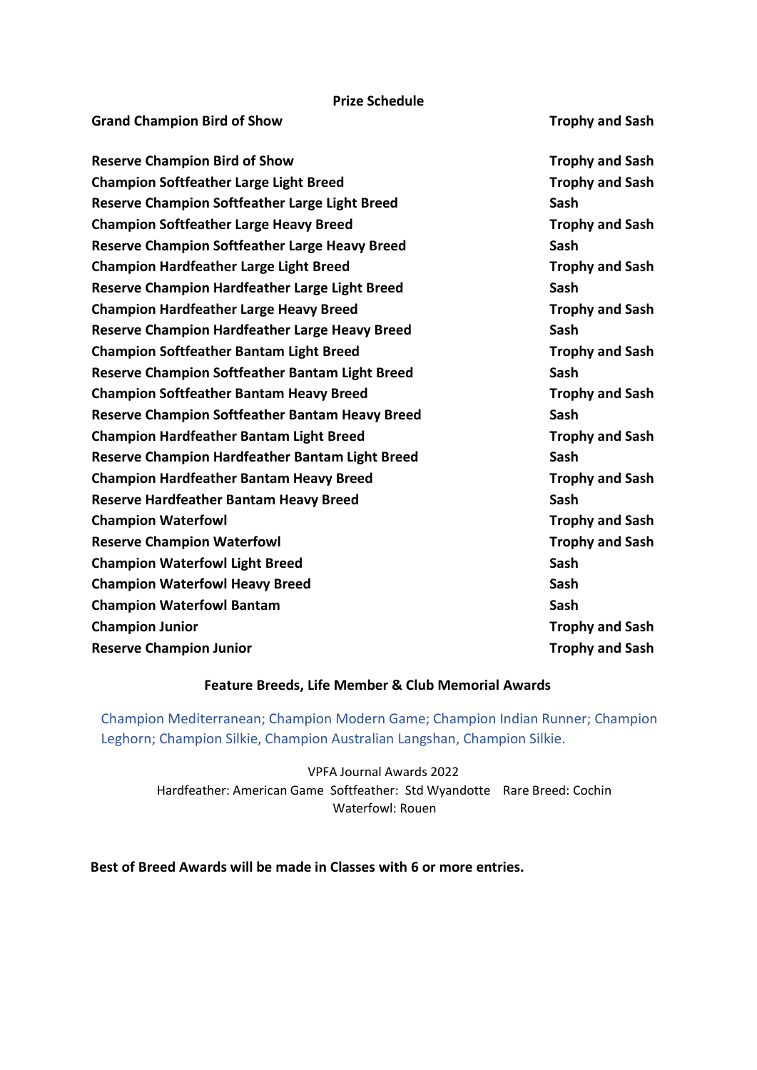## Prize Schedule

| Award | Prize |
|---|---|
| **Grand Champion Bird of Show** | **Trophy and Sash** |
| **Reserve Champion Bird of Show** | **Trophy and Sash** |
| **Champion Softfeather Large Light Breed** | **Trophy and Sash** |
| **Reserve Champion Softfeather Large Light Breed** | **Sash** |
| **Champion Softfeather Large Heavy Breed** | **Trophy and Sash** |
| **Reserve Champion Softfeather Large Heavy Breed** | **Sash** |
| **Champion Hardfeather Large Light Breed** | **Trophy and Sash** |
| **Reserve Champion Hardfeather Large Light Breed** | **Sash** |
| **Champion Hardfeather Large Heavy Breed** | **Trophy and Sash** |
| **Reserve Champion Hardfeather Large Heavy Breed** | **Sash** |
| **Champion Softfeather Bantam Light Breed** | **Trophy and Sash** |
| **Reserve Champion Softfeather Bantam Light Breed** | **Sash** |
| **Champion Softfeather Bantam Heavy Breed** | **Trophy and Sash** |
| **Reserve Champion Softfeather Bantam Heavy Breed** | **Sash** |
| **Champion Hardfeather Bantam Light Breed** | **Trophy and Sash** |
| **Reserve Champion Hardfeather Bantam Light Breed** | **Sash** |
| **Champion Hardfeather Bantam Heavy Breed** | **Trophy and Sash** |
| **Reserve Hardfeather Bantam Heavy Breed** | **Sash** |
| **Champion Waterfowl** | **Trophy and Sash** |
| **Reserve Champion Waterfowl** | **Trophy and Sash** |
| **Champion Waterfowl Light Breed** | **Sash** |
| **Champion Waterfowl Heavy Breed** | **Sash** |
| **Champion Waterfowl Bantam** | **Sash** |
| **Champion Junior** | **Trophy and Sash** |
| **Reserve Champion Junior** | **Trophy and Sash** |

### Feature Breeds, Life Member & Club Memorial Awards

Champion Mediterranean; Champion Modern Game; Champion Indian Runner; Champion Leghorn; Champion Silkie, Champion Australian Langshan, Champion Silkie.

VPFA Journal Awards 2022

Hardfeather: American Game Softfeather: Std Wyandotte Rare Breed: Cochin

Waterfowl: Rouen

**Best of Breed Awards will be made in Classes with 6 or more entries.**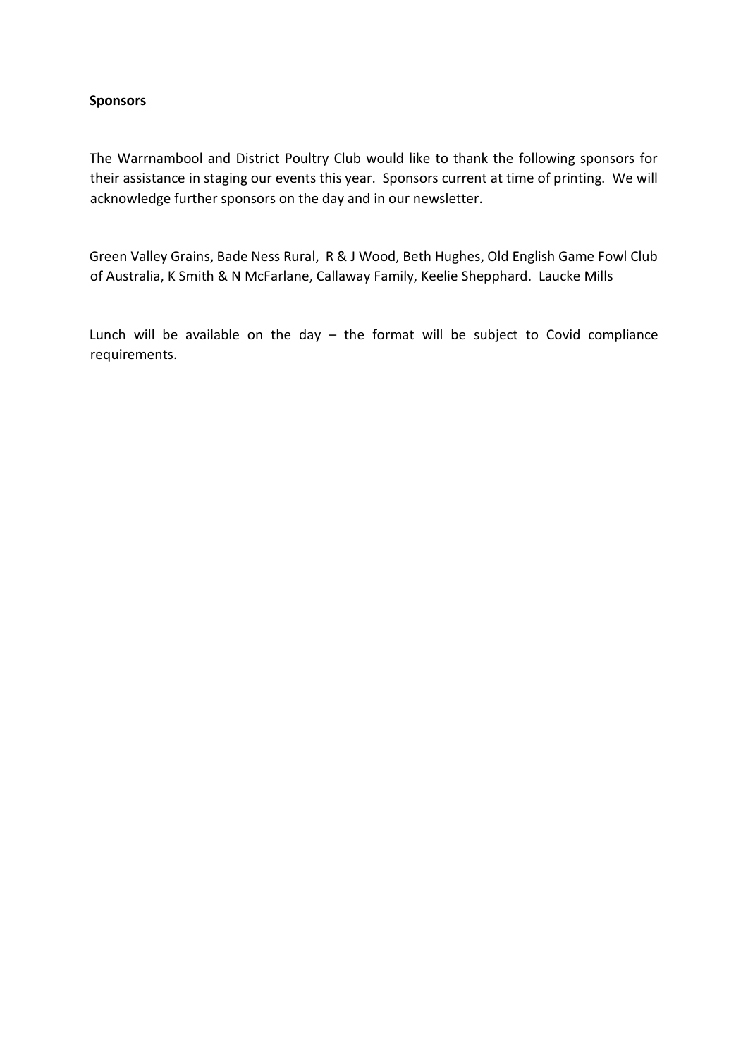**Sponsors**

The Warrnambool and District Poultry Club would like to thank the following sponsors for their assistance in staging our events this year. Sponsors current at time of printing. We will acknowledge further sponsors on the day and in our newsletter.

Green Valley Grains, Bade Ness Rural, R & J Wood, Beth Hughes, Old English Game Fowl Club of Australia, K Smith & N McFarlane, Callaway Family, Keelie Shepphard. Laucke Mills

Lunch will be available on the day – the format will be subject to Covid compliance requirements.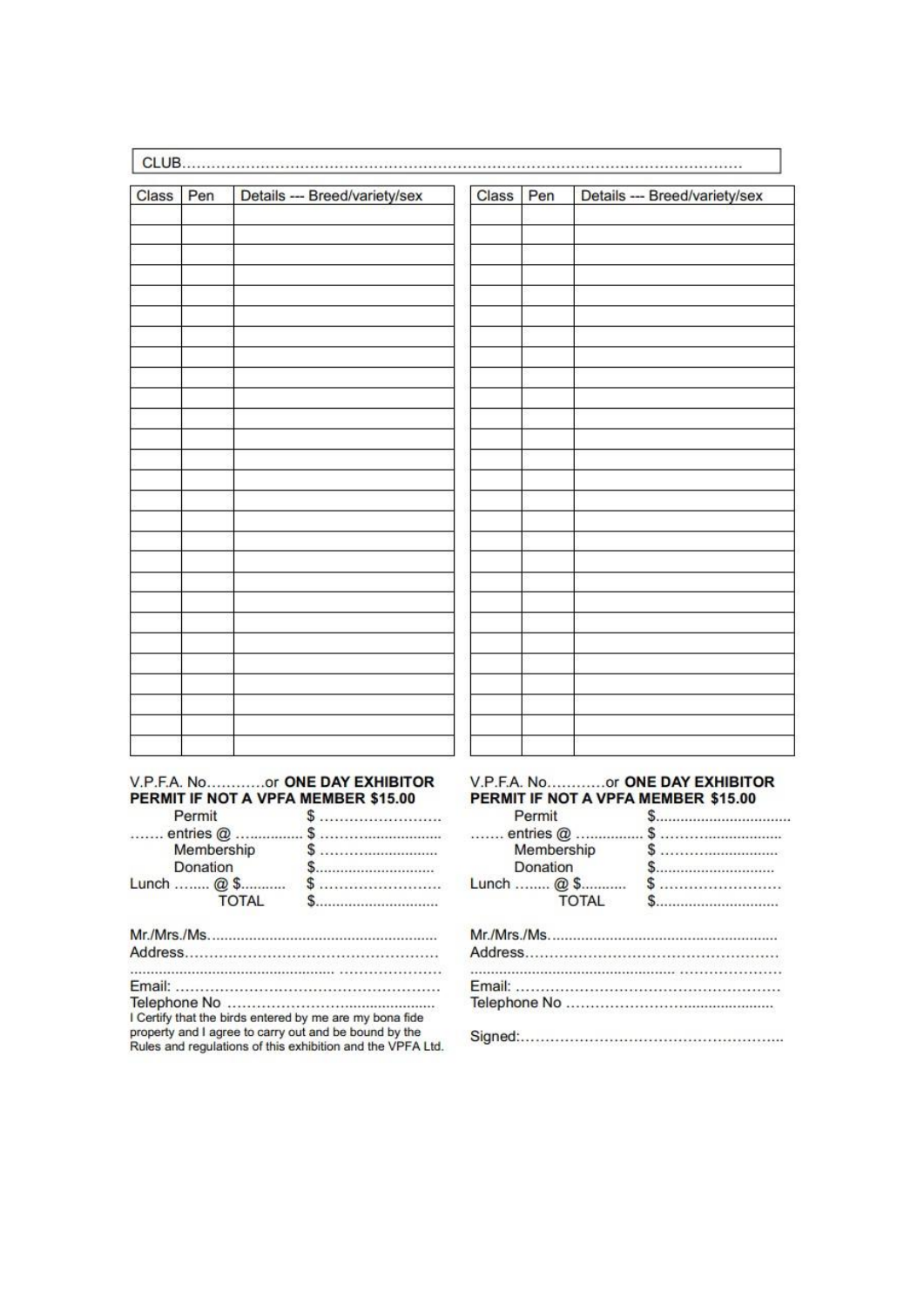CLUB…………………………………………………………………………………………………

| Class | Pen | Details --- Breed/variety/sex |
| --- | --- | --- |
| | | |
| | | |
| | | |
| | | |
| | | |
| | | |
| | | |
| | | |
| | | |
| | | |
| | | |
| | | |
| | | |
| | | |
| | | |
| | | |
| | | |
| | | |
| | | |
| | | |
| | | |
| | | |
| | | |
| | | |
| | | |
| | | |
| | | |

V.P.F.A. No…………or **ONE DAY EXHIBITOR PERMIT IF NOT A VPFA MEMBER $15.00**

Permit $ ……………………

……. entries @ ……………. $ ………………………

Membership $ ………………………

Donation $………………………

Lunch …….. @ $………. $ ……………………

TOTAL $………………………

Mr./Mrs./Ms.………………………………………………

Address………………………………………………

………………………………………… …………………

Email: ………………………………………………

Telephone No ………………………………………

I Certify that the birds entered by me are my bona fide property and I agree to carry out and be bound by the Rules and regulations of this exhibition and the VPFA Ltd.

| Class | Pen | Details --- Breed/variety/sex |
| --- | --- | --- |
| | | |
| | | |
| | | |
| | | |
| | | |
| | | |
| | | |
| | | |
| | | |
| | | |
| | | |
| | | |
| | | |
| | | |
| | | |
| | | |
| | | |
| | | |
| | | |
| | | |
| | | |
| | | |
| | | |
| | | |
| | | |
| | | |
| | | |

V.P.F.A. No…………or **ONE DAY EXHIBITOR PERMIT IF NOT A VPFA MEMBER $15.00**

Permit $………………………

……. entries @ ……………. $ ………………………

Membership $ ………………………

Donation $………………………

Lunch …….. @ $………. $ ……………………

TOTAL $………………………

Mr./Mrs./Ms.………………………………………………

Address………………………………………………

………………………………………… …………………

Email: ………………………………………………

Telephone No ………………………………………

Signed:………………………………………………